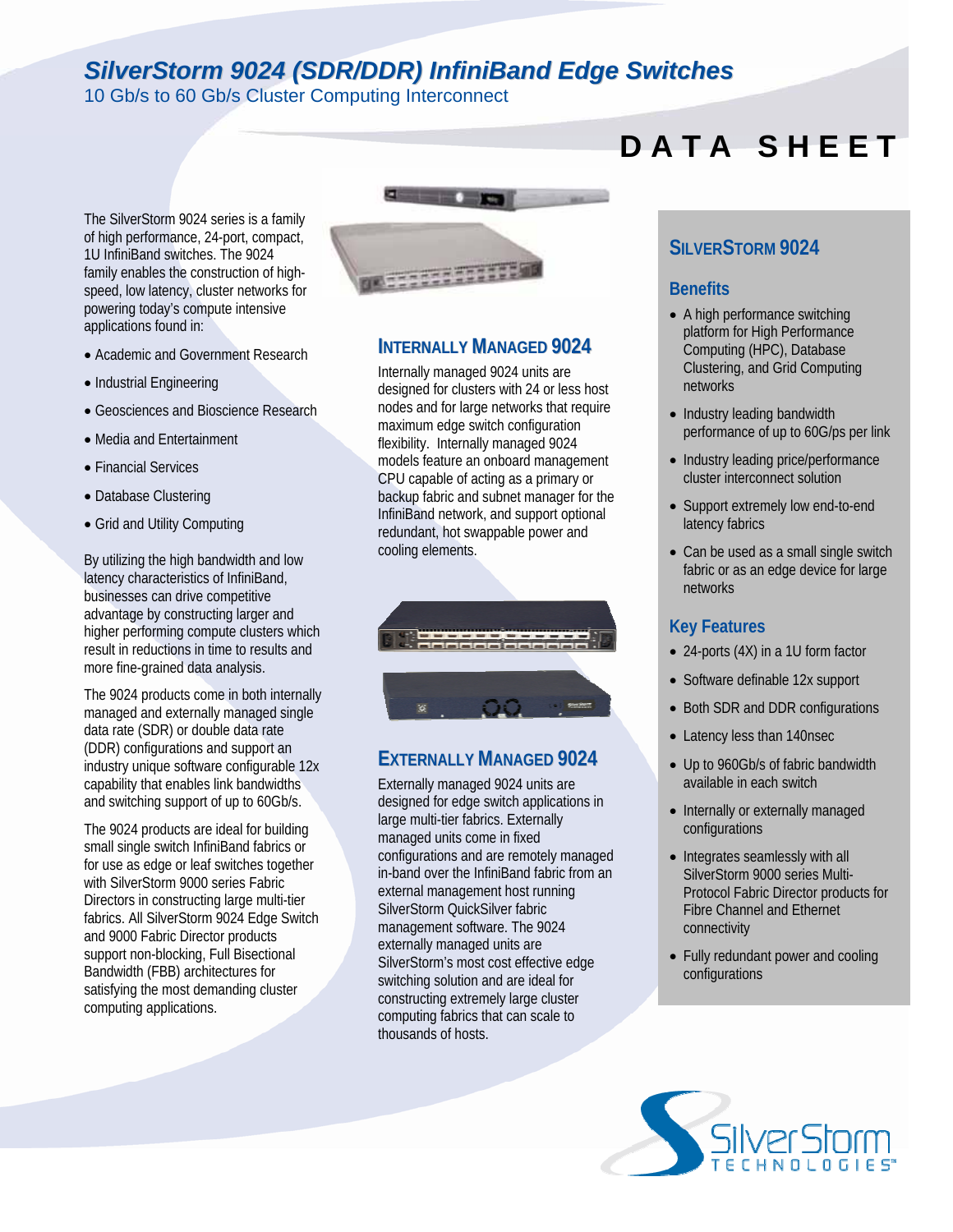# SilverStorm 9024 (SDR/DDR) InfiniBand Edge Switches

10 Gb/s to 60 Gb/s Cluster Computing Interconnect

**DATA SHEET**

The SilverStorm 9024 series is a family of high performance, 24-port, compact, 1U InfiniBand switches. The 9024 family enables the construction of high-speed, low latency, cluster networks for powering today's compute intensive applications found in:

- Academic and Government Research
- Industrial Engineering
- Geosciences and Bioscience Research
- Media and Entertainment
- Financial Services
- Database Clustering
- Grid and Utility Computing

By utilizing the high bandwidth and low latency characteristics of InfiniBand, businesses can drive competitive advantage by constructing larger and higher performing compute clusters which result in reductions in time to results and more fine-grained data analysis.

The 9024 products come in both internally managed and externally managed single data rate (SDR) or double data rate (DDR) configurations and support an industry unique software configurable 12x capability that enables link bandwidths and switching support of up to 60Gb/s.

The 9024 products are ideal for building small single switch InfiniBand fabrics or for use as edge or leaf switches together with SilverStorm 9000 series Fabric Directors in constructing large multi-tier fabrics. All SilverStorm 9024 Edge Switch and 9000 Fabric Director products support non-blocking, Full Bisectional Bandwidth (FBB) architectures for satisfying the most demanding cluster computing applications.

## Internally Managed 9024

Internally managed 9024 units are designed for clusters with 24 or less host nodes and for large networks that require maximum edge switch configuration flexibility. Internally managed 9024 models feature an onboard management CPU capable of acting as a primary or backup fabric and subnet manager for the InfiniBand network, and support optional redundant, hot swappable power and cooling elements.

## Externally Managed 9024

Externally managed 9024 units are designed for edge switch applications in large multi-tier fabrics. Externally managed units come in fixed configurations and are remotely managed in-band over the InfiniBand fabric from an external management host running SilverStorm QuickSilver fabric management software. The 9024 externally managed units are SilverStorm's most cost effective edge switching solution and are ideal for constructing extremely large cluster computing fabrics that can scale to thousands of hosts.

## SilverStorm 9024

### Benefits

- A high performance switching platform for High Performance Computing (HPC), Database Clustering, and Grid Computing networks
- Industry leading bandwidth performance of up to 60G/ps per link
- Industry leading price/performance cluster interconnect solution
- Support extremely low end-to-end latency fabrics
- Can be used as a small single switch fabric or as an edge device for large networks

### Key Features

- 24-ports (4X) in a 1U form factor
- Software definable 12x support
- Both SDR and DDR configurations
- Latency less than 140nsec
- Up to 960Gb/s of fabric bandwidth available in each switch
- Internally or externally managed configurations
- Integrates seamlessly with all SilverStorm 9000 series Multi-Protocol Fabric Director products for Fibre Channel and Ethernet connectivity
- Fully redundant power and cooling configurations

SilverStorm TECHNOLOGIES™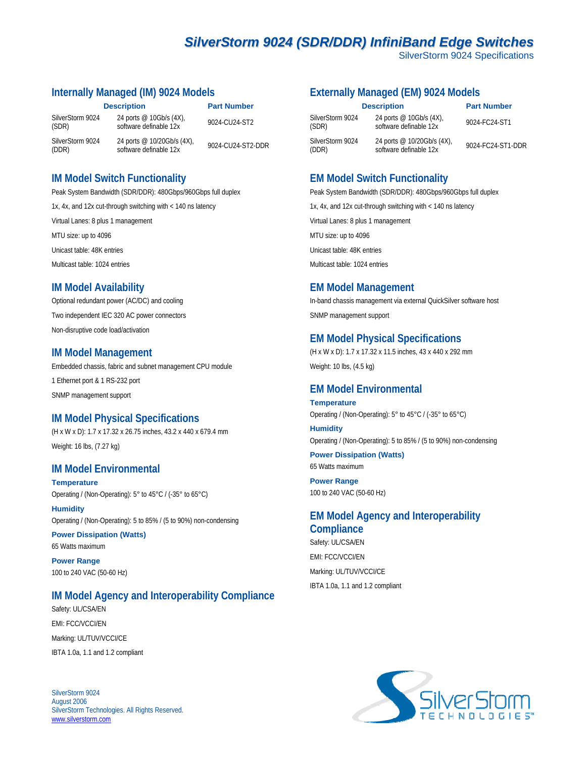# SilverStorm 9024 (SDR/DDR) InfiniBand Edge Switches

SilverStorm 9024 Specifications

## Internally Managed (IM) 9024 Models

| Description | | Part Number |
|---|---|---|
| SilverStorm 9024 (SDR) | 24 ports @ 10Gb/s (4X), software definable 12x | 9024-CU24-ST2 |
| SilverStorm 9024 (DDR) | 24 ports @ 10/20Gb/s (4X), software definable 12x | 9024-CU24-ST2-DDR |

## IM Model Switch Functionality

Peak System Bandwidth (SDR/DDR): 480Gbps/960Gbps full duplex

1x, 4x, and 12x cut-through switching with < 140 ns latency

Virtual Lanes: 8 plus 1 management

MTU size: up to 4096

Unicast table: 48K entries

Multicast table: 1024 entries

## IM Model Availability

Optional redundant power (AC/DC) and cooling

Two independent IEC 320 AC power connectors

Non-disruptive code load/activation

## IM Model Management

Embedded chassis, fabric and subnet management CPU module

1 Ethernet port & 1 RS-232 port

SNMP management support

## IM Model Physical Specifications

(H x W x D): 1.7 x 17.32 x 26.75 inches, 43.2 x 440 x 679.4 mm

Weight: 16 lbs, (7.27 kg)

## IM Model Environmental

**Temperature**

Operating / (Non-Operating): 5° to 45°C / (-35° to 65°C)

**Humidity**

Operating / (Non-Operating): 5 to 85% / (5 to 90%) non-condensing

**Power Dissipation (Watts)**

65 Watts maximum

**Power Range**

100 to 240 VAC (50-60 Hz)

## IM Model Agency and Interoperability Compliance

Safety: UL/CSA/EN

EMI: FCC/VCCI/EN

Marking: UL/TUV/VCCI/CE

IBTA 1.0a, 1.1 and 1.2 compliant

## Externally Managed (EM) 9024 Models

| Description | | Part Number |
|---|---|---|
| SilverStorm 9024 (SDR) | 24 ports @ 10Gb/s (4X), software definable 12x | 9024-FC24-ST1 |
| SilverStorm 9024 (DDR) | 24 ports @ 10/20Gb/s (4X), software definable 12x | 9024-FC24-ST1-DDR |

## EM Model Switch Functionality

Peak System Bandwidth (SDR/DDR): 480Gbps/960Gbps full duplex

1x, 4x, and 12x cut-through switching with < 140 ns latency

Virtual Lanes: 8 plus 1 management

MTU size: up to 4096

Unicast table: 48K entries

Multicast table: 1024 entries

## EM Model Management

In-band chassis management via external QuickSilver software host

SNMP management support

## EM Model Physical Specifications

(H x W x D): 1.7 x 17.32 x 11.5 inches, 43 x 440 x 292 mm

Weight: 10 lbs, (4.5 kg)

## EM Model Environmental

**Temperature**

Operating / (Non-Operating): 5° to 45°C / (-35° to 65°C)

**Humidity**

Operating / (Non-Operating): 5 to 85% / (5 to 90%) non-condensing

**Power Dissipation (Watts)**

65 Watts maximum

**Power Range**

100 to 240 VAC (50-60 Hz)

## EM Model Agency and Interoperability Compliance

Safety: UL/CSA/EN

EMI: FCC/VCCI/EN

Marking: UL/TUV/VCCI/CE

IBTA 1.0a, 1.1 and 1.2 compliant

SilverStorm 9024
August 2006
SilverStorm Technologies. All Rights Reserved.
www.silverstorm.com

SilverStorm TECHNOLOGIES™